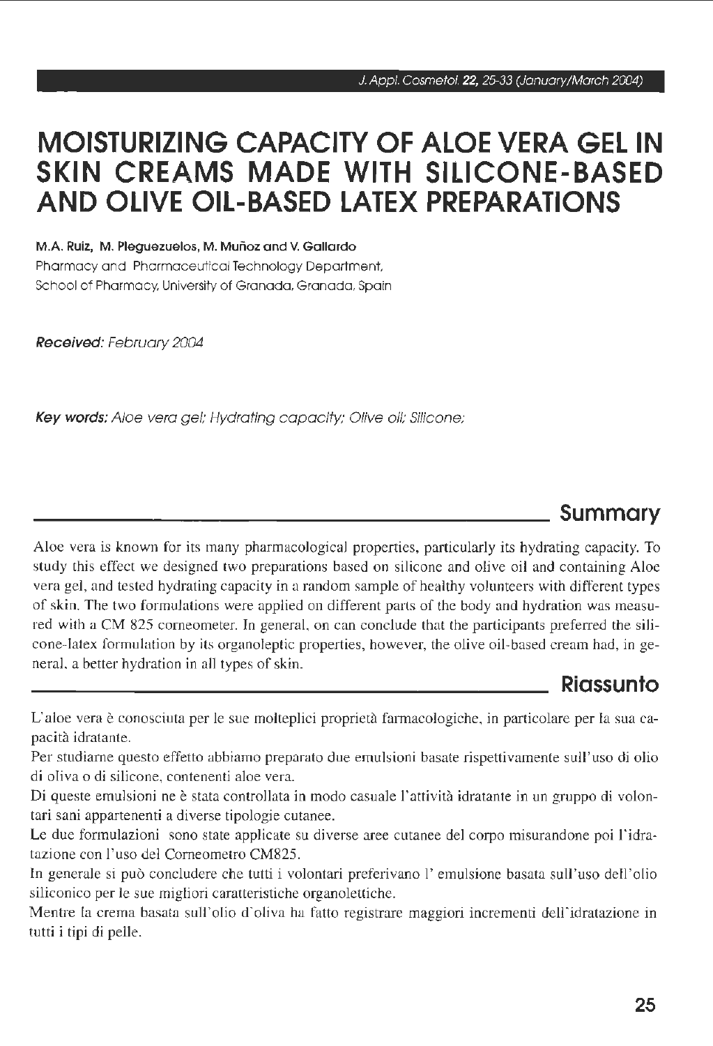# MOISTURIZING CAPACITY OF ALOE VERA GEL IN SKIN CREAMS MADE WITH SILICONE-BASED AND OLIVE OIL-BASED LATEX PREPARATIONS

**M.A. Ruiz, M. Pleguezuelos, M. Muñoz and V. Gallardo**
Pharmacy and Pharmaceutical Technology Department,
School of Pharmacy, University of Granada, Granada, Spain

***Received:*** *February 2004*

***Key words:*** *Aloe vera gel; Hydrating capacity; Olive oil; Silicone;*

## Summary

Aloe vera is known for its many pharmacological properties, particularly its hydrating capacity. To study this effect we designed two preparations based on silicone and olive oil and containing Aloe vera gel, and tested hydrating capacity in a random sample of healthy volunteers with different types of skin. The two formulations were applied on different parts of the body and hydration was measured with a CM 825 corneometer. In general, on can conclude that the participants preferred the silicone-latex formulation by its organoleptic properties, however, the olive oil-based cream had, in general, a better hydration in all types of skin.

## Riassunto

L'aloe vera è conosciuta per le sue molteplici proprietà farmacologiche, in particolare per la sua capacità idratante.

Per studiarne questo effetto abbiamo preparato due emulsioni basate rispettivamente sull'uso di olio di oliva o di silicone, contenenti aloe vera.

Di queste emulsioni ne è stata controllata in modo casuale l'attività idratante in un gruppo di volontari sani appartenenti a diverse tipologie cutanee.

Le due formulazioni sono state applicate su diverse aree cutanee del corpo misurandone poi l'idratazione con l'uso del Corneometro CM825.

In generale si può concludere che tutti i volontari preferivano l' emulsione basata sull'uso dell'olio siliconico per le sue migliori caratteristiche organolettiche.

Mentre la crema basata sull'olio d'oliva ha fatto registrare maggiori incrementi dell'idratazione in tutti i tipi di pelle.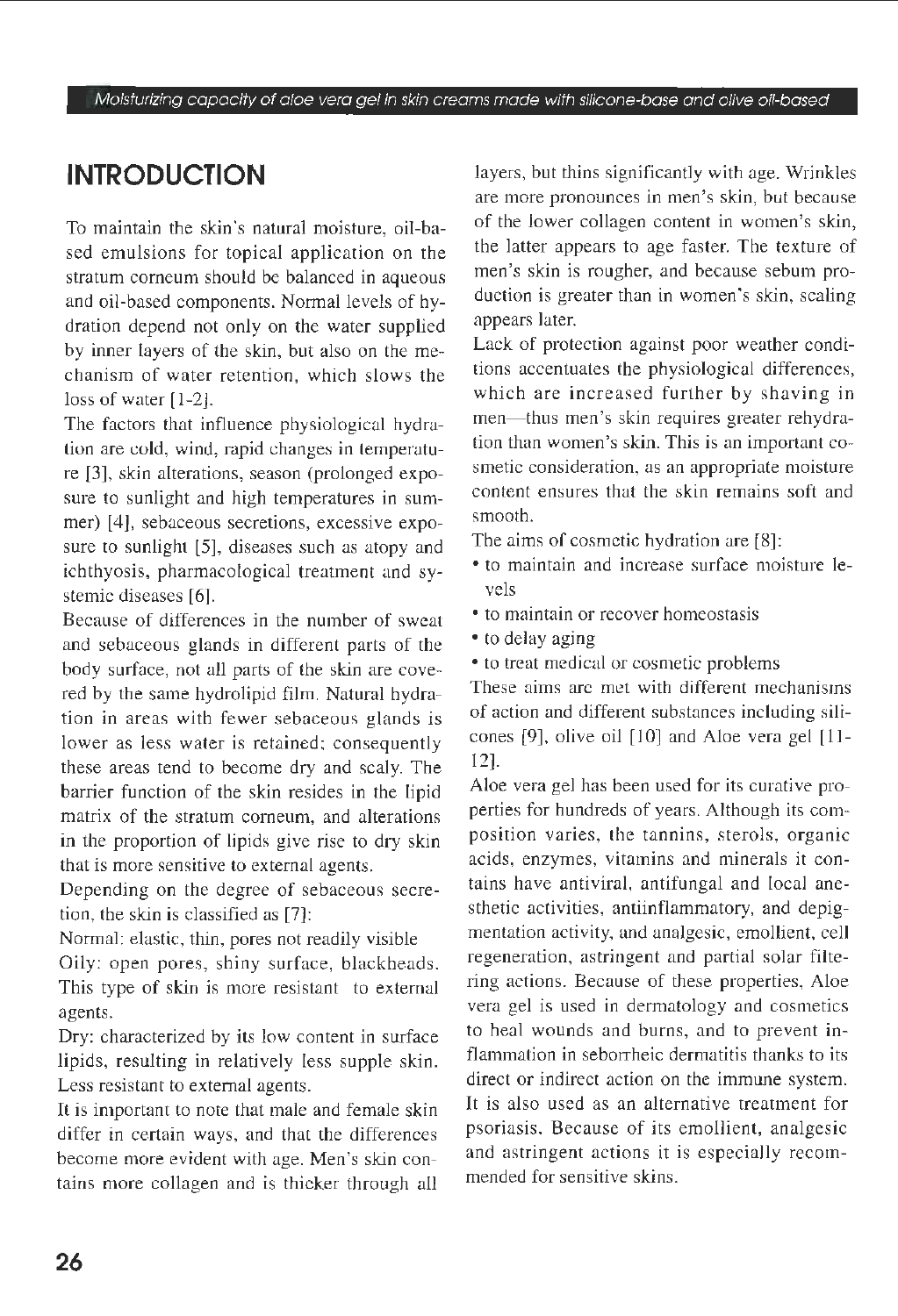## INTRODUCTION

To maintain the skin's natural moisture, oil-based emulsions for topical application on the stratum corneum should be balanced in aqueous and oil-based components. Normal levels of hydration depend not only on the water supplied by inner layers of the skin, but also on the mechanism of water retention, which slows the loss of water [1-2].

The factors that influence physiological hydration are cold, wind, rapid changes in temperature [3], skin alterations, season (prolonged exposure to sunlight and high temperatures in summer) [4], sebaceous secretions, excessive exposure to sunlight [5], diseases such as atopy and ichthyosis, pharmacological treatment and systemic diseases [6].

Because of differences in the number of sweat and sebaceous glands in different parts of the body surface, not all parts of the skin are covered by the same hydrolipid film. Natural hydration in areas with fewer sebaceous glands is lower as less water is retained; consequently these areas tend to become dry and scaly. The barrier function of the skin resides in the lipid matrix of the stratum corneum, and alterations in the proportion of lipids give rise to dry skin that is more sensitive to external agents.

Depending on the degree of sebaceous secretion, the skin is classified as [7]:

Normal: elastic, thin, pores not readily visible

Oily: open pores, shiny surface, blackheads. This type of skin is more resistant to external agents.

Dry: characterized by its low content in surface lipids, resulting in relatively less supple skin. Less resistant to external agents.

It is important to note that male and female skin differ in certain ways, and that the differences become more evident with age. Men's skin contains more collagen and is thicker through all layers, but thins significantly with age. Wrinkles are more pronounces in men's skin, but because of the lower collagen content in women's skin, the latter appears to age faster. The texture of men's skin is rougher, and because sebum production is greater than in women's skin, scaling appears later.

Lack of protection against poor weather conditions accentuates the physiological differences, which are increased further by shaving in men—thus men's skin requires greater rehydration than women's skin. This is an important cosmetic consideration, as an appropriate moisture content ensures that the skin remains soft and smooth.

The aims of cosmetic hydration are [8]:

- to maintain and increase surface moisture levels
- to maintain or recover homeostasis
- to delay aging
- to treat medical or cosmetic problems

These aims are met with different mechanisms of action and different substances including silicones [9], olive oil [10] and Aloe vera gel [11-12].

Aloe vera gel has been used for its curative properties for hundreds of years. Although its composition varies, the tannins, sterols, organic acids, enzymes, vitamins and minerals it contains have antiviral, antifungal and local anesthetic activities, antiinflammatory, and depigmentation activity, and analgesic, emollient, cell regeneration, astringent and partial solar filtering actions. Because of these properties, Aloe vera gel is used in dermatology and cosmetics to heal wounds and burns, and to prevent inflammation in seborrheic dermatitis thanks to its direct or indirect action on the immune system. It is also used as an alternative treatment for psoriasis. Because of its emollient, analgesic and astringent actions it is especially recommended for sensitive skins.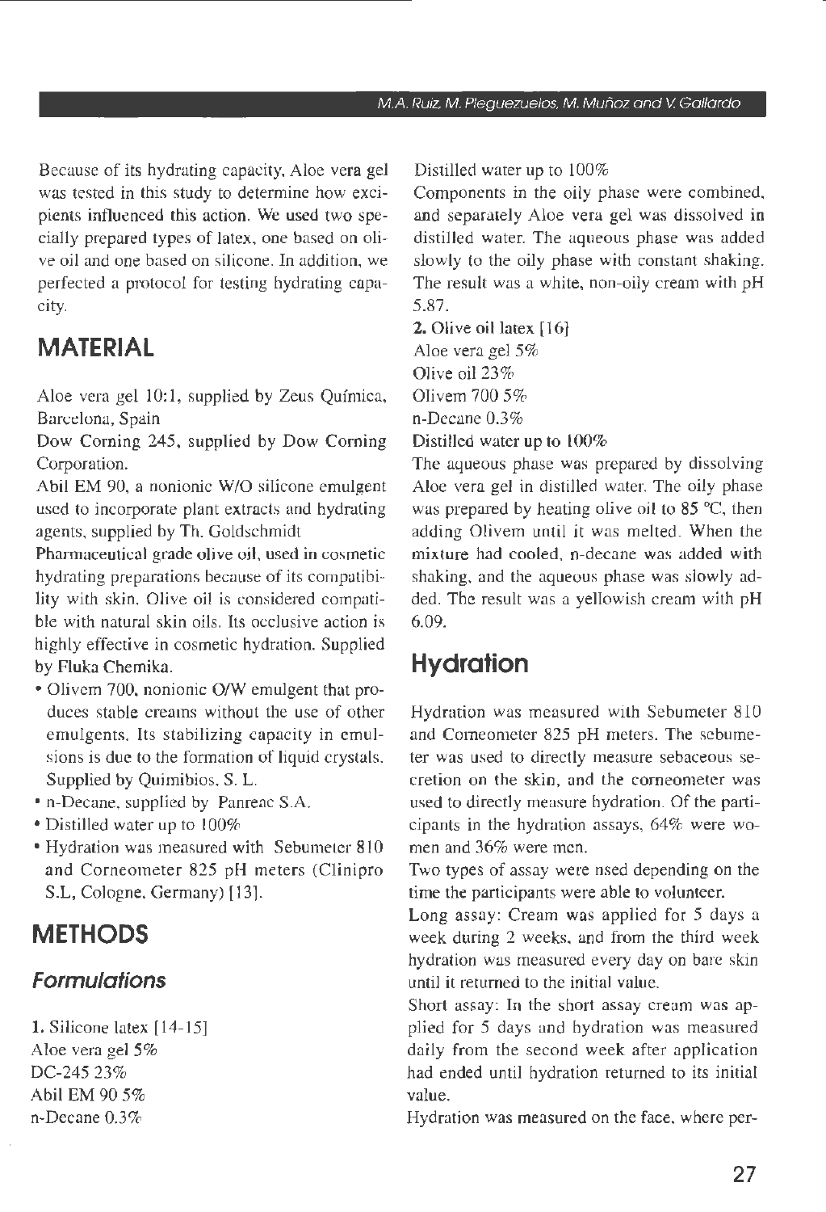Because of its hydrating capacity, Aloe vera gel was tested in this study to determine how excipients influenced this action. We used two specially prepared types of latex, one based on olive oil and one based on silicone. In addition, we perfected a protocol for testing hydrating capacity.

## MATERIAL

Aloe vera gel 10:1, supplied by Zeus Química, Barcelona, Spain

Dow Corning 245, supplied by Dow Corning Corporation.

Abil EM 90, a nonionic W/O silicone emulgent used to incorporate plant extracts and hydrating agents, supplied by Th. Goldschmidt

Pharmaceutical grade olive oil, used in cosmetic hydrating preparations because of its compatibility with skin. Olive oil is considered compatible with natural skin oils. Its occlusive action is highly effective in cosmetic hydration. Supplied by Fluka Chemika.

- Olivem 700, nonionic O/W emulgent that produces stable creams without the use of other emulgents. Its stabilizing capacity in emulsions is due to the formation of liquid crystals. Supplied by Quimibios, S. L.
- n-Decane, supplied by Panreac S.A.
- Distilled water up to 100%
- Hydration was measured with Sebumeter 810 and Corneometer 825 pH meters (Clinipro S.L, Cologne, Germany) [13].

## METHODS

### Formulations

**1.** Silicone latex [14-15]
Aloe vera gel 5%
DC-245 23%
Abil EM 90 5%
n-Decane 0.3%
Distilled water up to 100%

Components in the oily phase were combined, and separately Aloe vera gel was dissolved in distilled water. The aqueous phase was added slowly to the oily phase with constant shaking. The result was a white, non-oily cream with pH 5.87.

**2.** Olive oil latex [16]
Aloe vera gel 5%
Olive oil 23%
Olivem 700 5%
n-Decane 0.3%
Distilled water up to 100%

The aqueous phase was prepared by dissolving Aloe vera gel in distilled water. The oily phase was prepared by heating olive oil to 85 °C, then adding Olivem until it was melted. When the mixture had cooled, n-decane was added with shaking, and the aqueous phase was slowly added. The result was a yellowish cream with pH 6.09.

## Hydration

Hydration was measured with Sebumeter 810 and Corneometer 825 pH meters. The sebumeter was used to directly measure sebaceous secretion on the skin, and the corneometer was used to directly measure hydration. Of the participants in the hydration assays, 64% were women and 36% were men.

Two types of assay were nsed depending on the time the participants were able to volunteer.

Long assay: Cream was applied for 5 days a week during 2 weeks, and from the third week hydration was measured every day on bare skin until it returned to the initial value.

Short assay: In the short assay cream was applied for 5 days and hydration was measured daily from the second week after application had ended until hydration returned to its initial value.

Hydration was measured on the face, where per-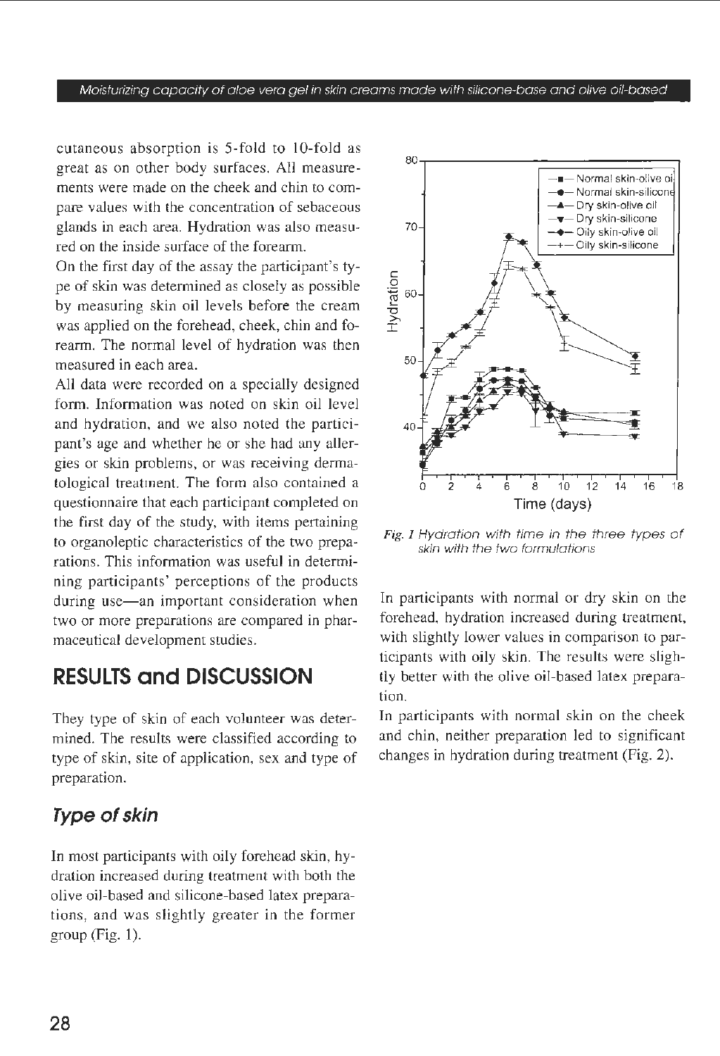cutaneous absorption is 5-fold to 10-fold as great as on other body surfaces. All measurements were made on the cheek and chin to compare values with the concentration of sebaceous glands in each area. Hydration was also measured on the inside surface of the forearm.

On the first day of the assay the participant's type of skin was determined as closely as possible by measuring skin oil levels before the cream was applied on the forehead, cheek, chin and forearm. The normal level of hydration was then measured in each area.

All data were recorded on a specially designed form. Information was noted on skin oil level and hydration, and we also noted the participant's age and whether he or she had any allergies or skin problems, or was receiving dermatological treatment. The form also contained a questionnaire that each participant completed on the first day of the study, with items pertaining to organoleptic characteristics of the two preparations. This information was useful in determining participants' perceptions of the products during use—an important consideration when two or more preparations are compared in pharmaceutical development studies.

## RESULTS and DISCUSSION

They type of skin of each volunteer was determined. The results were classified according to type of skin, site of application, sex and type of preparation.

### Type of skin

In most participants with oily forehead skin, hydration increased during treatment with both the olive oil-based and silicone-based latex preparations, and was slightly greater in the former group (Fig. 1).

*Fig. 1* Hydration with time in the three types of skin with the two formulations

In participants with normal or dry skin on the forehead, hydration increased during treatment, with slightly lower values in comparison to participants with oily skin. The results were slightly better with the olive oil-based latex preparation.

In participants with normal skin on the cheek and chin, neither preparation led to significant changes in hydration during treatment (Fig. 2).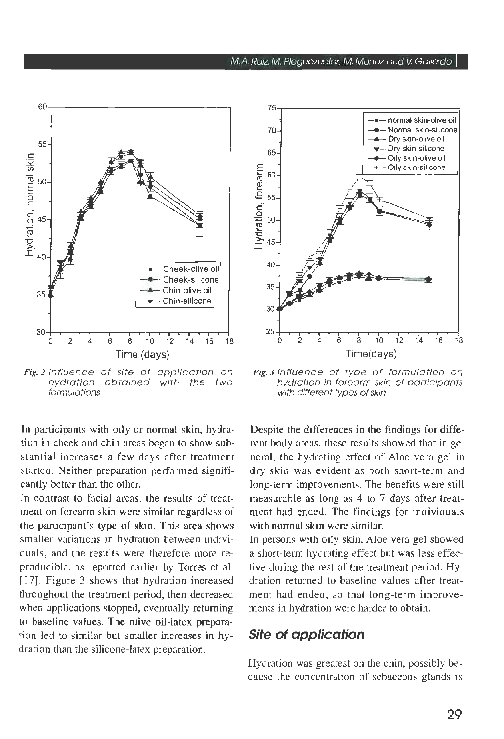*Fig. 2 Influence of site of application on hydration obtained with the two formulations*

*Fig. 3 Influence of type of formulation on hydration in forearm skin of participants with different types of skin*

In participants with oily or normal skin, hydration in cheek and chin areas began to show substantial increases a few days after treatment started. Neither preparation performed significantly better than the other.

In contrast to facial areas, the results of treatment on forearm skin were similar regardless of the participant's type of skin. This area shows smaller variations in hydration between individuals, and the results were therefore more reproducible, as reported earlier by Torres et al. [17]. Figure 3 shows that hydration increased throughout the treatment period, then decreased when applications stopped, eventually returning to baseline values. The olive oil-latex preparation led to similar but smaller increases in hydration than the silicone-latex preparation.

Despite the differences in the findings for different body areas, these results showed that in general, the hydrating effect of Aloe vera gel in dry skin was evident as both short-term and long-term improvements. The benefits were still measurable as long as 4 to 7 days after treatment had ended. The findings for individuals with normal skin were similar.

In persons with oily skin, Aloe vera gel showed a short-term hydrating effect but was less effective during the rest of the treatment period. Hydration returned to baseline values after treatment had ended, so that long-term improvements in hydration were harder to obtain.

## Site of application

Hydration was greatest on the chin, possibly because the concentration of sebaceous glands is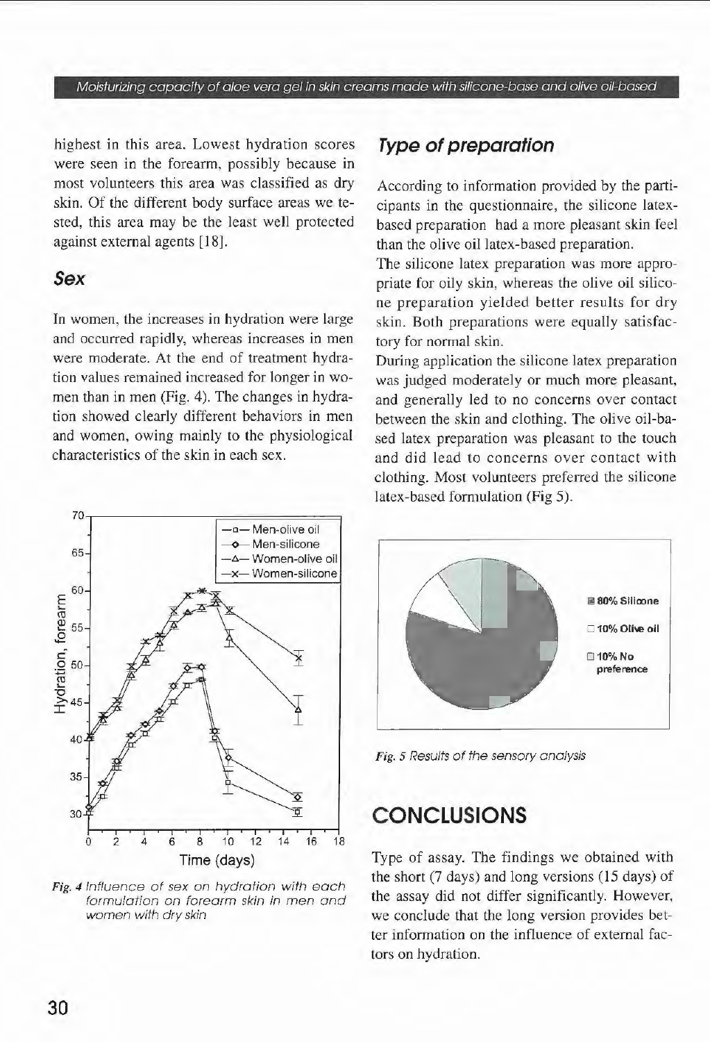highest in this area. Lowest hydration scores were seen in the forearm, possibly because in most volunteers this area was classified as dry skin. Of the different body surface areas we tested, this area may be the least well protected against external agents [18].

### Sex

In women, the increases in hydration were large and occurred rapidly, whereas increases in men were moderate. At the end of treatment hydration values remained increased for longer in women than in men (Fig. 4). The changes in hydration showed clearly different behaviors in men and women, owing mainly to the physiological characteristics of the skin in each sex.

*Fig. 4* Influence of sex on hydration with each formulation on forearm skin in men and women with dry skin

### Type of preparation

According to information provided by the participants in the questionnaire, the silicone latex-based preparation had a more pleasant skin feel than the olive oil latex-based preparation.

The silicone latex preparation was more appropriate for oily skin, whereas the olive oil silicone preparation yielded better results for dry skin. Both preparations were equally satisfactory for normal skin.

During application the silicone latex preparation was judged moderately or much more pleasant, and generally led to no concerns over contact between the skin and clothing. The olive oil-based latex preparation was pleasant to the touch and did lead to concerns over contact with clothing. Most volunteers preferred the silicone latex-based formulation (Fig 5).

*Fig. 5* Results of the sensory analysis

## CONCLUSIONS

Type of assay. The findings we obtained with the short (7 days) and long versions (15 days) of the assay did not differ significantly. However, we conclude that the long version provides better information on the influence of external factors on hydration.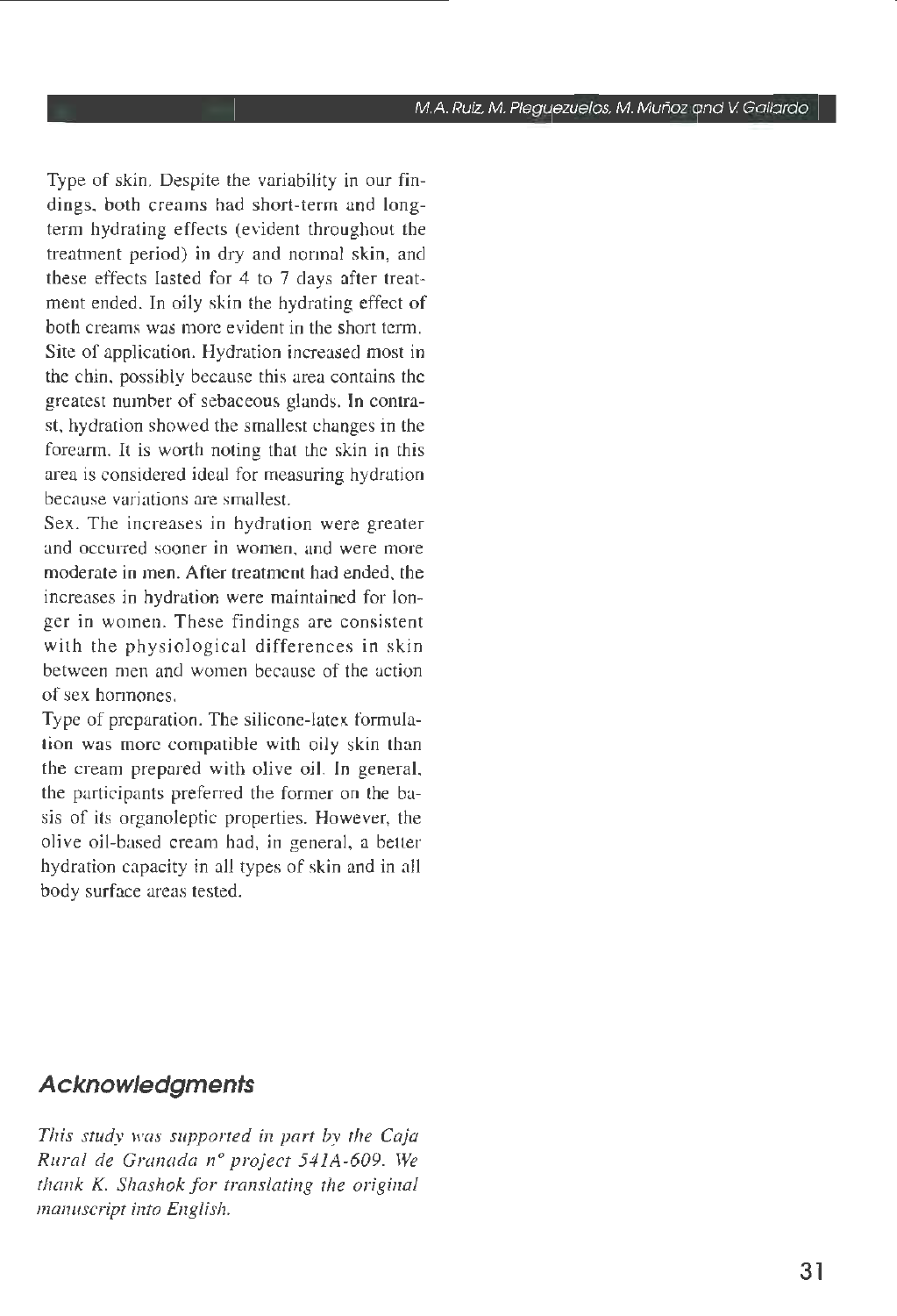Type of skin. Despite the variability in our findings, both creams had short-term and long-term hydrating effects (evident throughout the treatment period) in dry and normal skin, and these effects lasted for 4 to 7 days after treatment ended. In oily skin the hydrating effect of both creams was more evident in the short term.

Site of application. Hydration increased most in the chin, possibly because this area contains the greatest number of sebaceous glands. In contrast, hydration showed the smallest changes in the forearm. It is worth noting that the skin in this area is considered ideal for measuring hydration because variations are smallest.

Sex. The increases in hydration were greater and occurred sooner in women, and were more moderate in men. After treatment had ended, the increases in hydration were maintained for longer in women. These findings are consistent with the physiological differences in skin between men and women because of the action of sex hormones.

Type of preparation. The silicone-latex formulation was more compatible with oily skin than the cream prepared with olive oil. In general, the participants preferred the former on the basis of its organoleptic properties. However, the olive oil-based cream had, in general, a better hydration capacity in all types of skin and in all body surface areas tested.

## Acknowledgments

*This study was supported in part by the Caja Rural de Granada nº project 541A-609. We thank K. Shashok for translating the original manuscript into English.*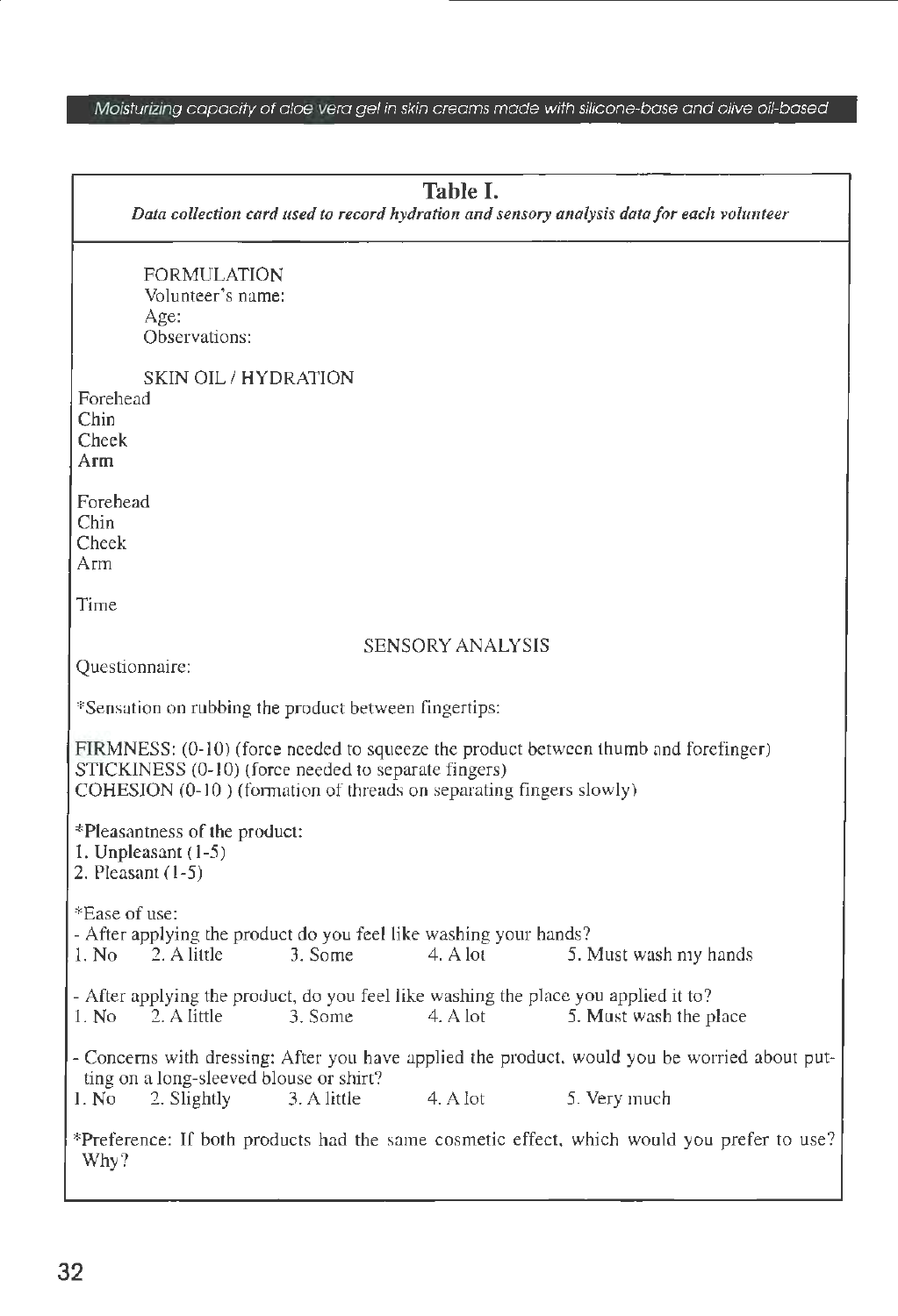**Table I.**

*Data collection card used to record hydration and sensory analysis data for each volunteer*

FORMULATION
Volunteer's name:
Age:
Observations:

SKIN OIL / HYDRATION
Forehead
Chin
Cheek
Arm

Forehead
Chin
Cheek
Arm

Time

SENSORY ANALYSIS

Questionnaire:

*Sensation on rubbing the product between fingertips:

FIRMNESS: (0-10) (force needed to squeeze the product between thumb and forefinger)
STICKINESS (0-10) (force needed to separate fingers)
COHESION (0-10 ) (formation of threads on separating fingers slowly)

*Pleasantness of the product:
1. Unpleasant (1-5)
2. Pleasant (1-5)

*Ease of use:
- After applying the product do you feel like washing your hands?
1. No  2. A little  3. Some  4. A lot  5. Must wash my hands

- After applying the product, do you feel like washing the place you applied it to?
1. No  2. A little  3. Some  4. A lot  5. Must wash the place

- Concerns with dressing: After you have applied the product, would you be worried about putting on a long-sleeved blouse or shirt?
1. No  2. Slightly  3. A little  4. A lot  5. Very much

*Preference: If both products had the same cosmetic effect, which would you prefer to use? Why?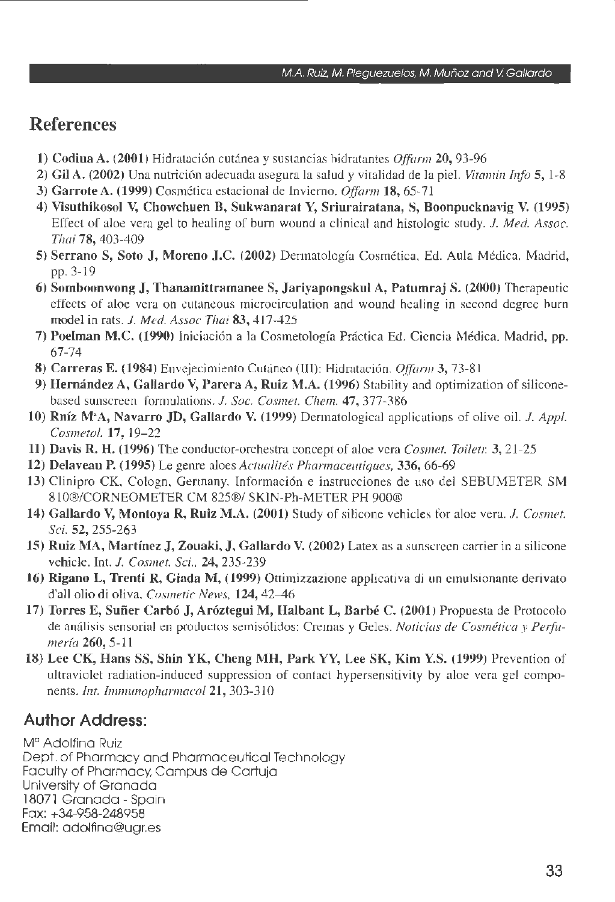## References

1) **Codiua A. (2001)** Hidratación cutánea y sustancias hidratantes *Offarm* **20,** 93-96
2) **Gil A. (2002)** Una nutrición adecuada asegura la salud y vitalidad de la piel. *Vitamin Info* **5,** 1-8
3) **Garrote A. (1999)** Cosmética estacional de Invierno. *Offarm* **18,** 65-71
4) **Visuthikosol V, Chowchuen B, Sukwanarat Y, Sriurairatana, S, Boonpucknavig V. (1995)** Effect of aloe vera gel to healing of burn wound a clinical and histologic study. *J. Med. Assoc. Thai* **78,** 403-409
5) **Serrano S, Soto J, Moreno J.C. (2002)** Dermatología Cosmética, Ed. Aula Médica, Madrid, pp. 3-19
6) **Somboonwong J, Thanamittramanee S, Jariyapongskul A, Patumraj S. (2000)** Therapeutic effects of aloe vera on cutaneous microcirculation and wound healing in second degree burn model in rats. *J. Med. Assoc Thai* **83,** 417-425
7) **Poelman M.C. (1990)** Iniciación a la Cosmetología Práctica Ed. Ciencia Médica, Madrid, pp. 67-74
8) **Carreras E. (1984)** Envejecimiento Cutáneo (III): Hidratación. *Offarm* **3,** 73-81
9) **Hernández A, Gallardo V, Parera A, Ruiz M.A. (1996)** Stability and optimization of silicone-based sunscreen formulations. *J. Soc. Cosmet. Chem.* **47,** 377-386
10) **Rníz MªA, Navarro JD, Gallardo V. (1999)** Dermatological applications of olive oil. *J. Appl. Cosmetol.* **17,** 19–22
11) **Davis R. H. (1996)** The conductor-orchestra concept of aloe vera *Cosmet. Toiletr.* **3,** 21-25
12) **Delaveau P. (1995)** Le genre aloes *Actualités Pharmaceutiques,* **336,** 66-69
13) Clinipro CK, Cologn, Germany. Información e instrucciones de uso del SEBUMETER SM 810®/CORNEOMETER CM 825®/ SKIN-Ph-METER PH 900®
14) **Gallardo V, Montoya R, Ruiz M.A. (2001)** Study of silicone vehicles for aloe vera. *J. Cosmet. Sci.* **52,** 255-263
15) **Ruiz MA, Martínez J, Zouaki, J, Gallardo V. (2002)** Latex as a sunscreen carrier in a silicone vehicle. Int. *J. Cosmet. Sci.,* **24,** 235-239
16) **Rigano L, Trenti R, Giada M, (1999)** Ottimizzazione applicativa di un emulsionante derivato d'all olio di oliva. *Cosmetic News,* **124,** 42–46
17) **Torres E, Suñer Carbó J, Aróztegui M, Halbant L, Barbé C. (2001)** Propuesta de Protocolo de análisis sensorial en productos semisólidos: Cremas y Geles. *Noticias de Cosmética y Perfumería* **260,** 5-11
18) **Lee CK, Hans SS, Shin YK, Cheng MH, Park YY, Lee SK, Kim Y.S. (1999)** Prevention of ultraviolet radiation-induced suppression of contact hypersensitivity by aloe vera gel components. *Int. Immunopharmacol* **21,** 303-310

## Author Address:

Mª Adolfina Ruiz
Dept. of Pharmacy and Pharmaceutical Technology
Faculty of Pharmacy, Campus de Cartuja
University of Granada
18071 Granada - Spain
Fax: +34-958-248958
Email: adolfina@ugr.es